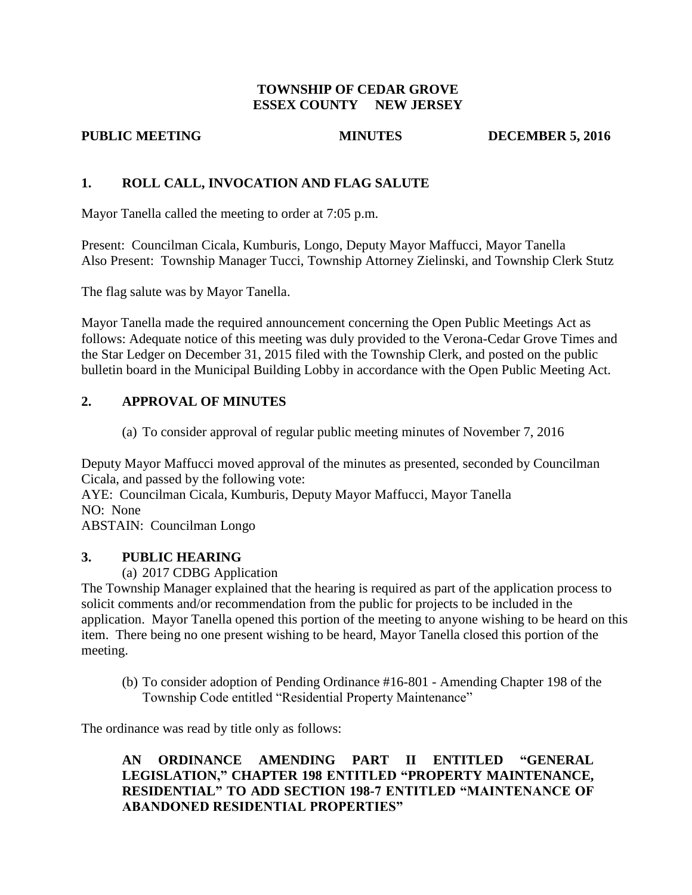**TOWNSHIP OF CEDAR GROVE**
**ESSEX COUNTY NEW JERSEY**

**PUBLIC MEETING MINUTES DECEMBER 5, 2016**

## 1. ROLL CALL, INVOCATION AND FLAG SALUTE

Mayor Tanella called the meeting to order at 7:05 p.m.

Present: Councilman Cicala, Kumburis, Longo, Deputy Mayor Maffucci, Mayor Tanella
Also Present: Township Manager Tucci, Township Attorney Zielinski, and Township Clerk Stutz

The flag salute was by Mayor Tanella.

Mayor Tanella made the required announcement concerning the Open Public Meetings Act as follows: Adequate notice of this meeting was duly provided to the Verona-Cedar Grove Times and the Star Ledger on December 31, 2015 filed with the Township Clerk, and posted on the public bulletin board in the Municipal Building Lobby in accordance with the Open Public Meeting Act.

## 2. APPROVAL OF MINUTES

(a) To consider approval of regular public meeting minutes of November 7, 2016

Deputy Mayor Maffucci moved approval of the minutes as presented, seconded by Councilman Cicala, and passed by the following vote:
AYE: Councilman Cicala, Kumburis, Deputy Mayor Maffucci, Mayor Tanella
NO: None
ABSTAIN: Councilman Longo

## 3. PUBLIC HEARING

(a) 2017 CDBG Application

The Township Manager explained that the hearing is required as part of the application process to solicit comments and/or recommendation from the public for projects to be included in the application. Mayor Tanella opened this portion of the meeting to anyone wishing to be heard on this item. There being no one present wishing to be heard, Mayor Tanella closed this portion of the meeting.

(b) To consider adoption of Pending Ordinance #16-801 - Amending Chapter 198 of the Township Code entitled "Residential Property Maintenance"

The ordinance was read by title only as follows:

**AN ORDINANCE AMENDING PART II ENTITLED "GENERAL LEGISLATION," CHAPTER 198 ENTITLED "PROPERTY MAINTENANCE, RESIDENTIAL" TO ADD SECTION 198-7 ENTITLED "MAINTENANCE OF ABANDONED RESIDENTIAL PROPERTIES"**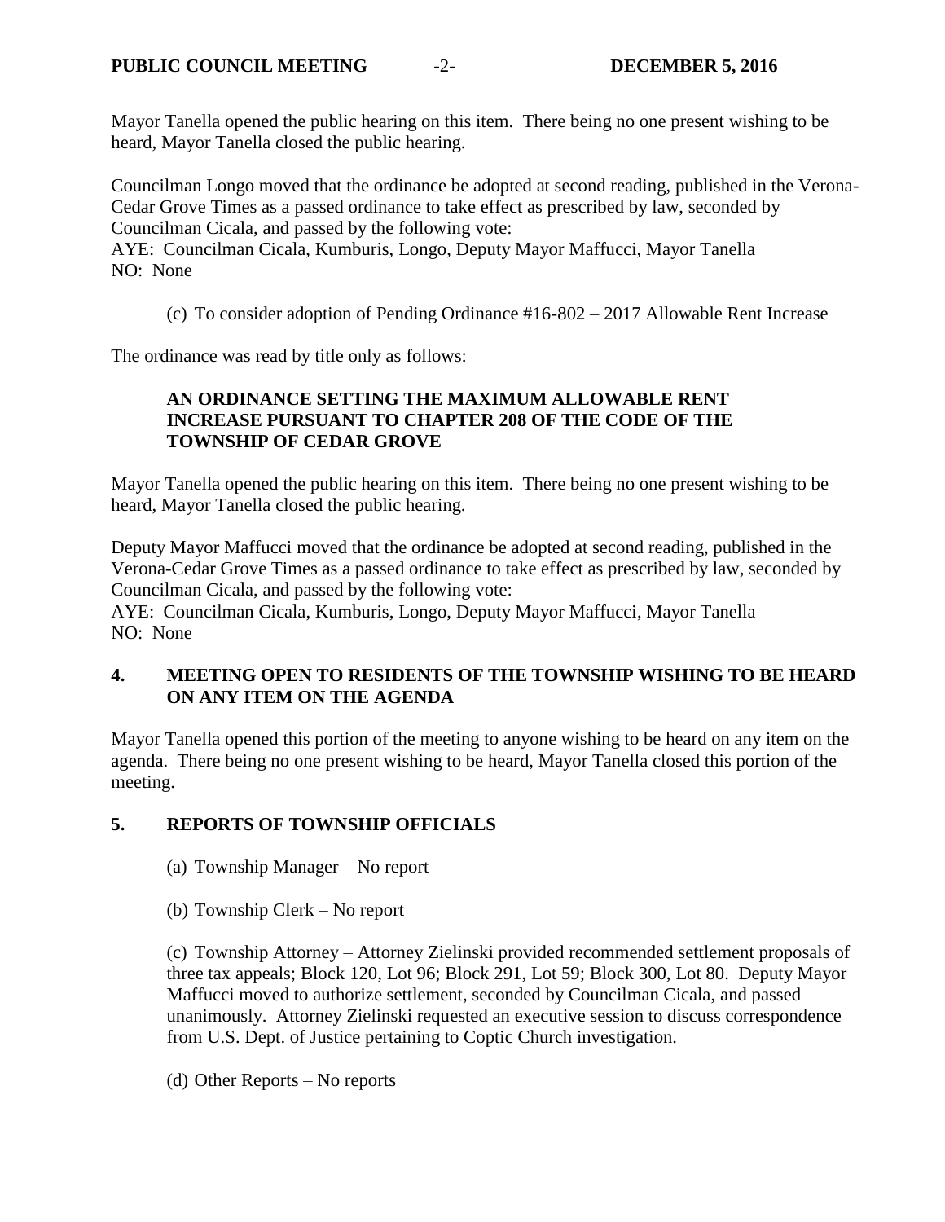Mayor Tanella opened the public hearing on this item. There being no one present wishing to be heard, Mayor Tanella closed the public hearing.

Councilman Longo moved that the ordinance be adopted at second reading, published in the Verona-Cedar Grove Times as a passed ordinance to take effect as prescribed by law, seconded by Councilman Cicala, and passed by the following vote:
AYE: Councilman Cicala, Kumburis, Longo, Deputy Mayor Maffucci, Mayor Tanella
NO: None

(c) To consider adoption of Pending Ordinance #16-802 – 2017 Allowable Rent Increase

The ordinance was read by title only as follows:

**AN ORDINANCE SETTING THE MAXIMUM ALLOWABLE RENT INCREASE PURSUANT TO CHAPTER 208 OF THE CODE OF THE TOWNSHIP OF CEDAR GROVE**

Mayor Tanella opened the public hearing on this item. There being no one present wishing to be heard, Mayor Tanella closed the public hearing.

Deputy Mayor Maffucci moved that the ordinance be adopted at second reading, published in the Verona-Cedar Grove Times as a passed ordinance to take effect as prescribed by law, seconded by Councilman Cicala, and passed by the following vote:
AYE: Councilman Cicala, Kumburis, Longo, Deputy Mayor Maffucci, Mayor Tanella
NO: None

## 4. MEETING OPEN TO RESIDENTS OF THE TOWNSHIP WISHING TO BE HEARD ON ANY ITEM ON THE AGENDA

Mayor Tanella opened this portion of the meeting to anyone wishing to be heard on any item on the agenda. There being no one present wishing to be heard, Mayor Tanella closed this portion of the meeting.

## 5. REPORTS OF TOWNSHIP OFFICIALS

(a) Township Manager – No report

(b) Township Clerk – No report

(c) Township Attorney – Attorney Zielinski provided recommended settlement proposals of three tax appeals; Block 120, Lot 96; Block 291, Lot 59; Block 300, Lot 80. Deputy Mayor Maffucci moved to authorize settlement, seconded by Councilman Cicala, and passed unanimously. Attorney Zielinski requested an executive session to discuss correspondence from U.S. Dept. of Justice pertaining to Coptic Church investigation.

(d) Other Reports – No reports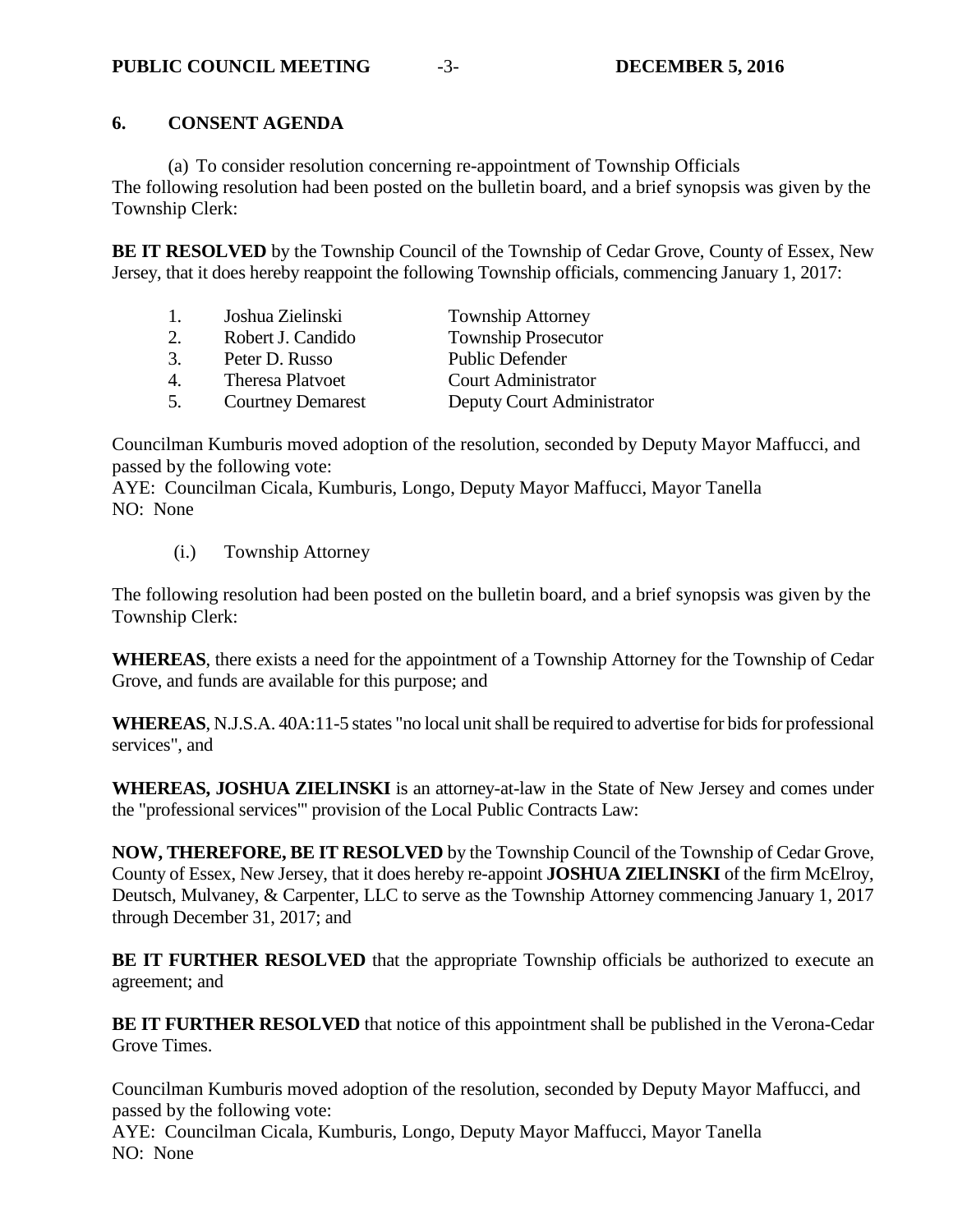## 6. CONSENT AGENDA

(a) To consider resolution concerning re-appointment of Township Officials

The following resolution had been posted on the bulletin board, and a brief synopsis was given by the Township Clerk:

**BE IT RESOLVED** by the Township Council of the Township of Cedar Grove, County of Essex, New Jersey, that it does hereby reappoint the following Township officials, commencing January 1, 2017:

| | | |
|---|---|---|
| 1. | Joshua Zielinski | Township Attorney |
| 2. | Robert J. Candido | Township Prosecutor |
| 3. | Peter D. Russo | Public Defender |
| 4. | Theresa Platvoet | Court Administrator |
| 5. | Courtney Demarest | Deputy Court Administrator |

Councilman Kumburis moved adoption of the resolution, seconded by Deputy Mayor Maffucci, and passed by the following vote:

AYE: Councilman Cicala, Kumburis, Longo, Deputy Mayor Maffucci, Mayor Tanella
NO: None

(i.) Township Attorney

The following resolution had been posted on the bulletin board, and a brief synopsis was given by the Township Clerk:

**WHEREAS**, there exists a need for the appointment of a Township Attorney for the Township of Cedar Grove, and funds are available for this purpose; and

**WHEREAS**, N.J.S.A. 40A:11-5 states "no local unit shall be required to advertise for bids for professional services", and

**WHEREAS, JOSHUA ZIELINSKI** is an attorney-at-law in the State of New Jersey and comes under the "professional services'" provision of the Local Public Contracts Law:

**NOW, THEREFORE, BE IT RESOLVED** by the Township Council of the Township of Cedar Grove, County of Essex, New Jersey, that it does hereby re-appoint **JOSHUA ZIELINSKI** of the firm McElroy, Deutsch, Mulvaney, & Carpenter, LLC to serve as the Township Attorney commencing January 1, 2017 through December 31, 2017; and

**BE IT FURTHER RESOLVED** that the appropriate Township officials be authorized to execute an agreement; and

**BE IT FURTHER RESOLVED** that notice of this appointment shall be published in the Verona-Cedar Grove Times.

Councilman Kumburis moved adoption of the resolution, seconded by Deputy Mayor Maffucci, and passed by the following vote:

AYE: Councilman Cicala, Kumburis, Longo, Deputy Mayor Maffucci, Mayor Tanella
NO: None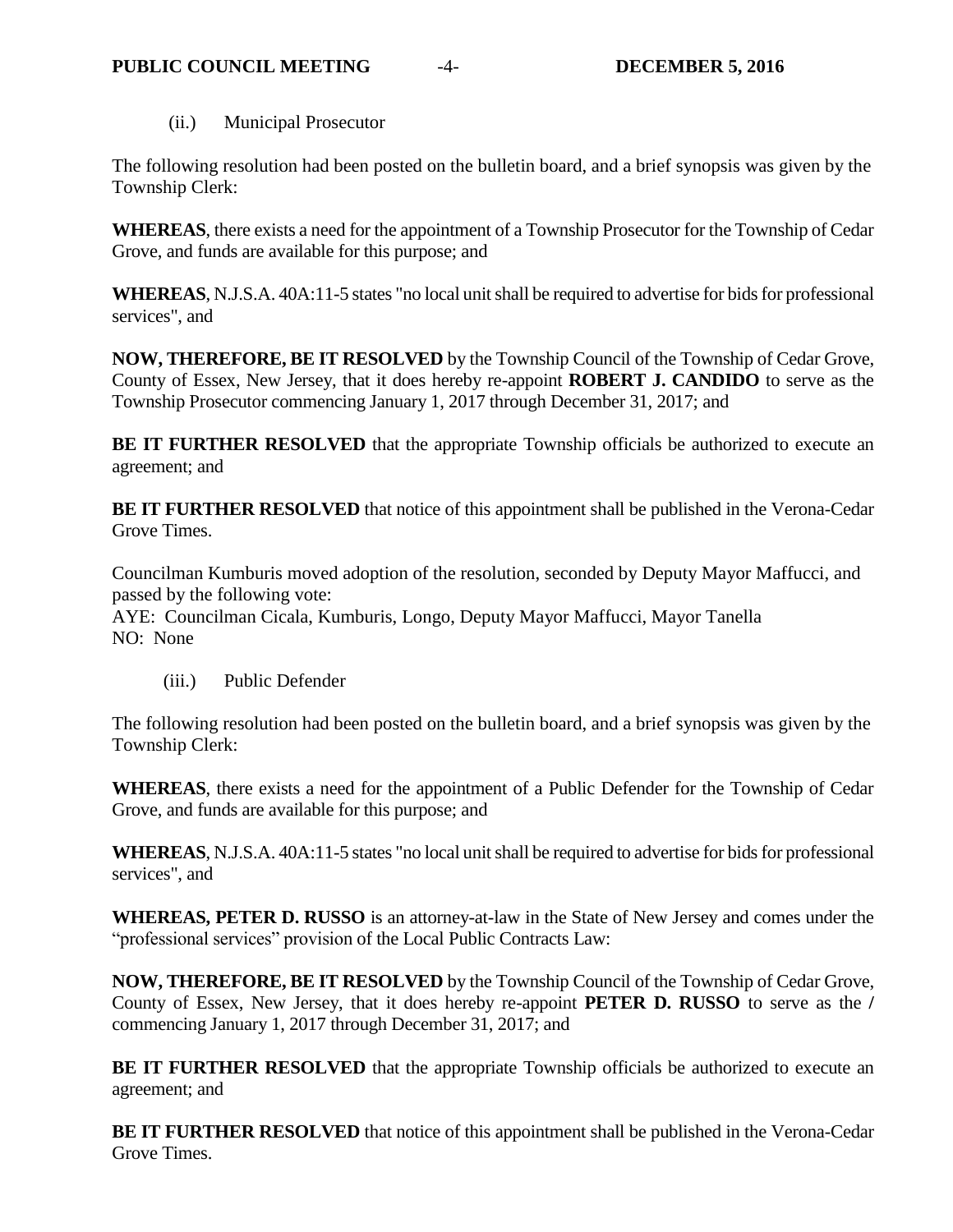(ii.) Municipal Prosecutor

The following resolution had been posted on the bulletin board, and a brief synopsis was given by the Township Clerk:

**WHEREAS**, there exists a need for the appointment of a Township Prosecutor for the Township of Cedar Grove, and funds are available for this purpose; and

**WHEREAS**, N.J.S.A. 40A:11-5 states "no local unit shall be required to advertise for bids for professional services", and

**NOW, THEREFORE, BE IT RESOLVED** by the Township Council of the Township of Cedar Grove, County of Essex, New Jersey, that it does hereby re-appoint **ROBERT J. CANDIDO** to serve as the Township Prosecutor commencing January 1, 2017 through December 31, 2017; and

**BE IT FURTHER RESOLVED** that the appropriate Township officials be authorized to execute an agreement; and

**BE IT FURTHER RESOLVED** that notice of this appointment shall be published in the Verona-Cedar Grove Times.

Councilman Kumburis moved adoption of the resolution, seconded by Deputy Mayor Maffucci, and passed by the following vote:
AYE: Councilman Cicala, Kumburis, Longo, Deputy Mayor Maffucci, Mayor Tanella
NO: None

(iii.) Public Defender

The following resolution had been posted on the bulletin board, and a brief synopsis was given by the Township Clerk:

**WHEREAS**, there exists a need for the appointment of a Public Defender for the Township of Cedar Grove, and funds are available for this purpose; and

**WHEREAS**, N.J.S.A. 40A:11-5 states "no local unit shall be required to advertise for bids for professional services", and

**WHEREAS, PETER D. RUSSO** is an attorney-at-law in the State of New Jersey and comes under the "professional services" provision of the Local Public Contracts Law:

**NOW, THEREFORE, BE IT RESOLVED** by the Township Council of the Township of Cedar Grove, County of Essex, New Jersey, that it does hereby re-appoint **PETER D. RUSSO** to serve as the / commencing January 1, 2017 through December 31, 2017; and

**BE IT FURTHER RESOLVED** that the appropriate Township officials be authorized to execute an agreement; and

**BE IT FURTHER RESOLVED** that notice of this appointment shall be published in the Verona-Cedar Grove Times.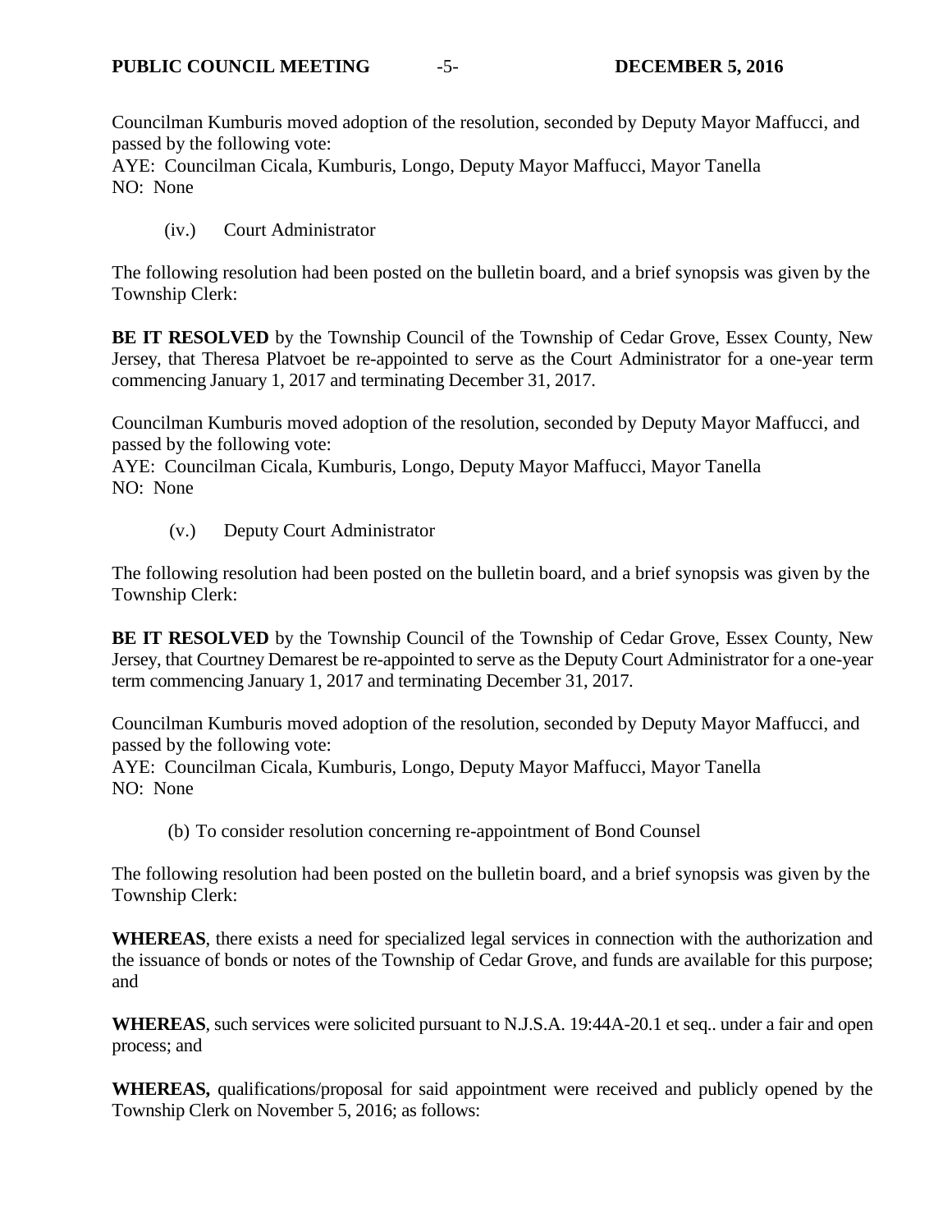Councilman Kumburis moved adoption of the resolution, seconded by Deputy Mayor Maffucci, and passed by the following vote:
AYE: Councilman Cicala, Kumburis, Longo, Deputy Mayor Maffucci, Mayor Tanella
NO: None

(iv.) Court Administrator

The following resolution had been posted on the bulletin board, and a brief synopsis was given by the Township Clerk:

**BE IT RESOLVED** by the Township Council of the Township of Cedar Grove, Essex County, New Jersey, that Theresa Platvoet be re-appointed to serve as the Court Administrator for a one-year term commencing January 1, 2017 and terminating December 31, 2017.

Councilman Kumburis moved adoption of the resolution, seconded by Deputy Mayor Maffucci, and passed by the following vote:
AYE: Councilman Cicala, Kumburis, Longo, Deputy Mayor Maffucci, Mayor Tanella
NO: None

(v.) Deputy Court Administrator

The following resolution had been posted on the bulletin board, and a brief synopsis was given by the Township Clerk:

**BE IT RESOLVED** by the Township Council of the Township of Cedar Grove, Essex County, New Jersey, that Courtney Demarest be re-appointed to serve as the Deputy Court Administrator for a one-year term commencing January 1, 2017 and terminating December 31, 2017.

Councilman Kumburis moved adoption of the resolution, seconded by Deputy Mayor Maffucci, and passed by the following vote:
AYE: Councilman Cicala, Kumburis, Longo, Deputy Mayor Maffucci, Mayor Tanella
NO: None

(b) To consider resolution concerning re-appointment of Bond Counsel

The following resolution had been posted on the bulletin board, and a brief synopsis was given by the Township Clerk:

**WHEREAS**, there exists a need for specialized legal services in connection with the authorization and the issuance of bonds or notes of the Township of Cedar Grove, and funds are available for this purpose; and

**WHEREAS**, such services were solicited pursuant to N.J.S.A. 19:44A-20.1 et seq.. under a fair and open process; and

**WHEREAS,** qualifications/proposal for said appointment were received and publicly opened by the Township Clerk on November 5, 2016; as follows: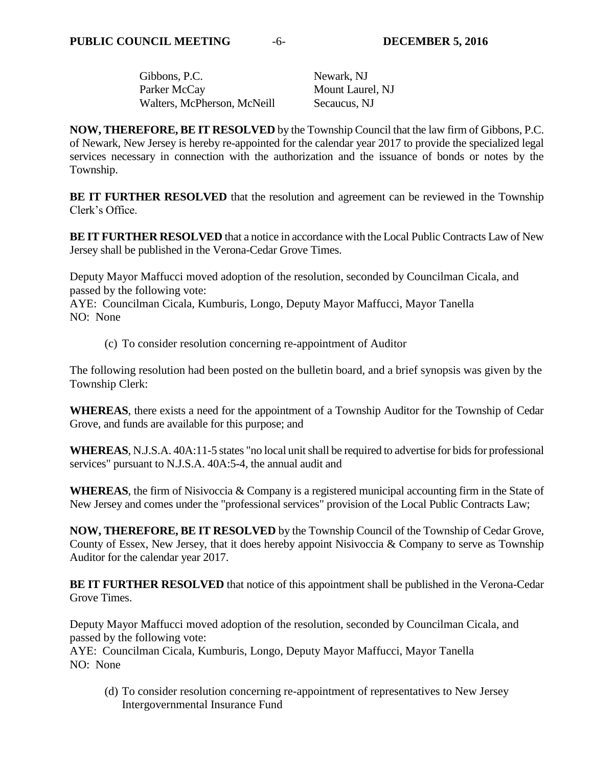| | |
|---|---|
| Gibbons, P.C. | Newark, NJ |
| Parker McCay | Mount Laurel, NJ |
| Walters, McPherson, McNeill | Secaucus, NJ |

**NOW, THEREFORE, BE IT RESOLVED** by the Township Council that the law firm of Gibbons, P.C. of Newark, New Jersey is hereby re-appointed for the calendar year 2017 to provide the specialized legal services necessary in connection with the authorization and the issuance of bonds or notes by the Township.

**BE IT FURTHER RESOLVED** that the resolution and agreement can be reviewed in the Township Clerk's Office.

**BE IT FURTHER RESOLVED** that a notice in accordance with the Local Public Contracts Law of New Jersey shall be published in the Verona-Cedar Grove Times.

Deputy Mayor Maffucci moved adoption of the resolution, seconded by Councilman Cicala, and passed by the following vote:
AYE: Councilman Cicala, Kumburis, Longo, Deputy Mayor Maffucci, Mayor Tanella
NO: None

(c) To consider resolution concerning re-appointment of Auditor

The following resolution had been posted on the bulletin board, and a brief synopsis was given by the Township Clerk:

**WHEREAS**, there exists a need for the appointment of a Township Auditor for the Township of Cedar Grove, and funds are available for this purpose; and

**WHEREAS**, N.J.S.A. 40A:11-5 states "no local unit shall be required to advertise for bids for professional services" pursuant to N.J.S.A. 40A:5-4, the annual audit and

**WHEREAS**, the firm of Nisivoccia & Company is a registered municipal accounting firm in the State of New Jersey and comes under the "professional services" provision of the Local Public Contracts Law;

**NOW, THEREFORE, BE IT RESOLVED** by the Township Council of the Township of Cedar Grove, County of Essex, New Jersey, that it does hereby appoint Nisivoccia & Company to serve as Township Auditor for the calendar year 2017.

**BE IT FURTHER RESOLVED** that notice of this appointment shall be published in the Verona-Cedar Grove Times.

Deputy Mayor Maffucci moved adoption of the resolution, seconded by Councilman Cicala, and passed by the following vote:
AYE: Councilman Cicala, Kumburis, Longo, Deputy Mayor Maffucci, Mayor Tanella
NO: None

(d) To consider resolution concerning re-appointment of representatives to New Jersey Intergovernmental Insurance Fund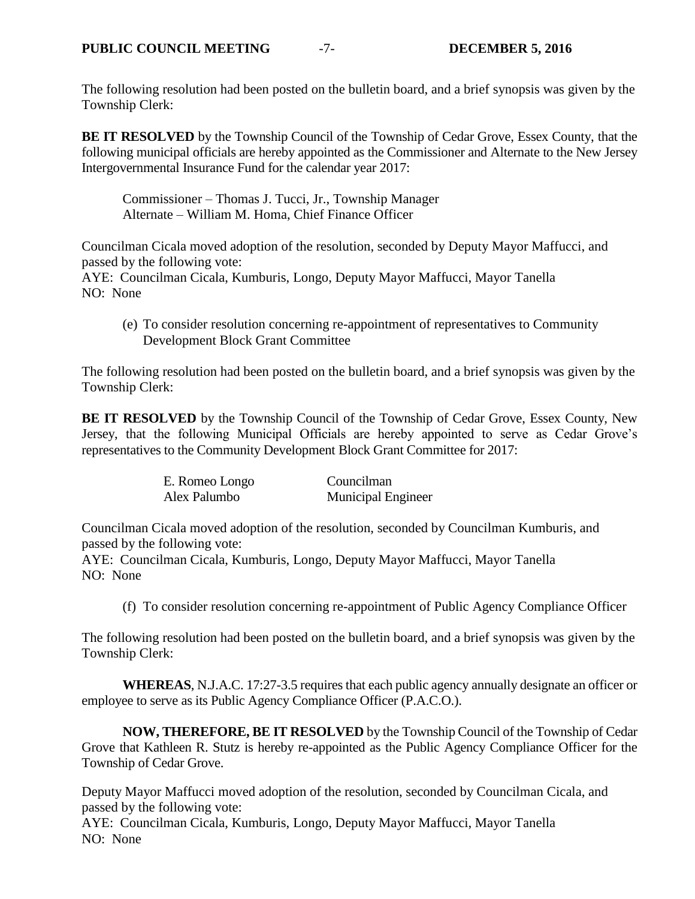The following resolution had been posted on the bulletin board, and a brief synopsis was given by the Township Clerk:

**BE IT RESOLVED** by the Township Council of the Township of Cedar Grove, Essex County, that the following municipal officials are hereby appointed as the Commissioner and Alternate to the New Jersey Intergovernmental Insurance Fund for the calendar year 2017:

Commissioner – Thomas J. Tucci, Jr., Township Manager
Alternate – William M. Homa, Chief Finance Officer

Councilman Cicala moved adoption of the resolution, seconded by Deputy Mayor Maffucci, and passed by the following vote:
AYE: Councilman Cicala, Kumburis, Longo, Deputy Mayor Maffucci, Mayor Tanella
NO: None

(e) To consider resolution concerning re-appointment of representatives to Community Development Block Grant Committee

The following resolution had been posted on the bulletin board, and a brief synopsis was given by the Township Clerk:

**BE IT RESOLVED** by the Township Council of the Township of Cedar Grove, Essex County, New Jersey, that the following Municipal Officials are hereby appointed to serve as Cedar Grove's representatives to the Community Development Block Grant Committee for 2017:

| | |
|---|---|
| E. Romeo Longo | Councilman |
| Alex Palumbo | Municipal Engineer |

Councilman Cicala moved adoption of the resolution, seconded by Councilman Kumburis, and passed by the following vote:
AYE: Councilman Cicala, Kumburis, Longo, Deputy Mayor Maffucci, Mayor Tanella
NO: None

(f) To consider resolution concerning re-appointment of Public Agency Compliance Officer

The following resolution had been posted on the bulletin board, and a brief synopsis was given by the Township Clerk:

**WHEREAS**, N.J.A.C. 17:27-3.5 requires that each public agency annually designate an officer or employee to serve as its Public Agency Compliance Officer (P.A.C.O.).

**NOW, THEREFORE, BE IT RESOLVED** by the Township Council of the Township of Cedar Grove that Kathleen R. Stutz is hereby re-appointed as the Public Agency Compliance Officer for the Township of Cedar Grove.

Deputy Mayor Maffucci moved adoption of the resolution, seconded by Councilman Cicala, and passed by the following vote:
AYE: Councilman Cicala, Kumburis, Longo, Deputy Mayor Maffucci, Mayor Tanella
NO: None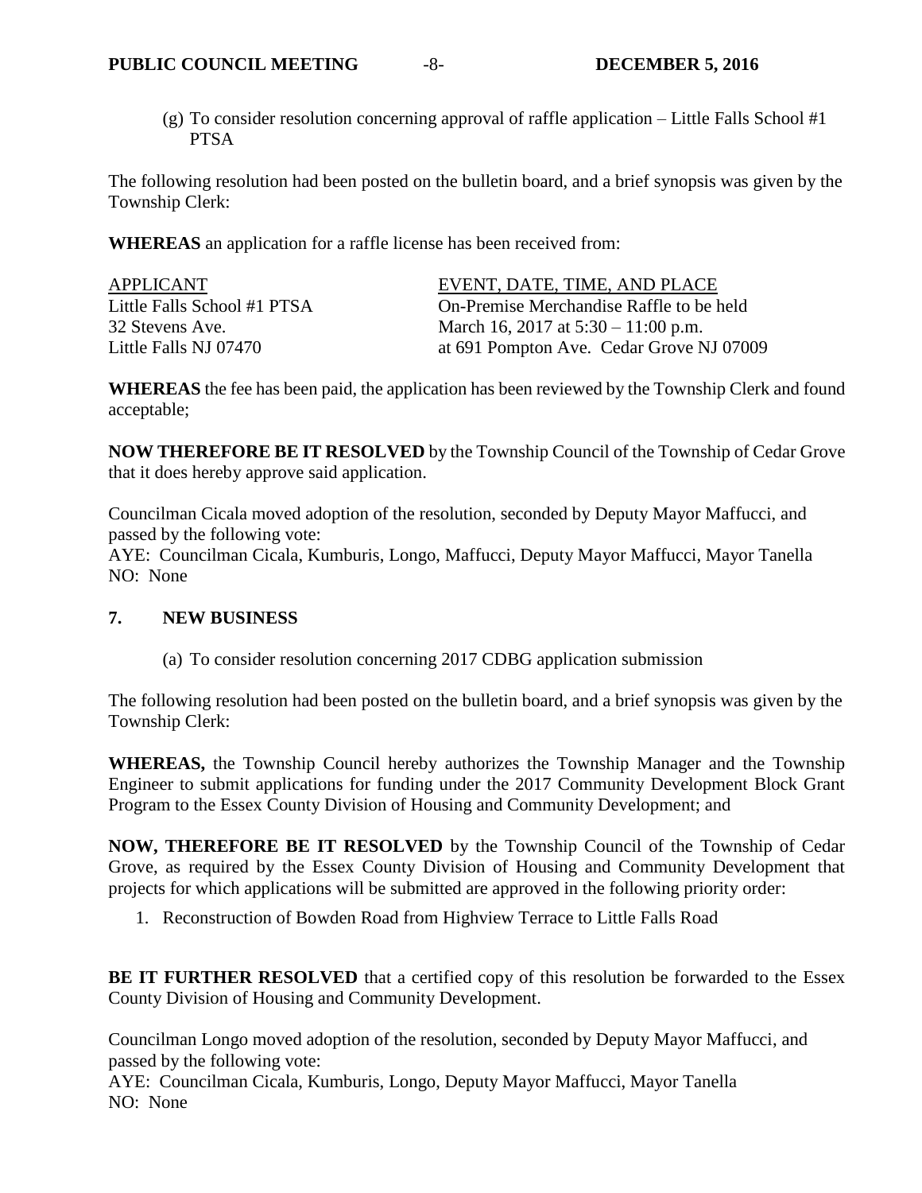(g) To consider resolution concerning approval of raffle application – Little Falls School #1 PTSA

The following resolution had been posted on the bulletin board, and a brief synopsis was given by the Township Clerk:

**WHEREAS** an application for a raffle license has been received from:

| APPLICANT | EVENT, DATE, TIME, AND PLACE |
|---|---|
| Little Falls School #1 PTSA | On-Premise Merchandise Raffle to be held |
| 32 Stevens Ave. | March 16, 2017 at 5:30 – 11:00 p.m. |
| Little Falls NJ 07470 | at 691 Pompton Ave. Cedar Grove NJ 07009 |

**WHEREAS** the fee has been paid, the application has been reviewed by the Township Clerk and found acceptable;

**NOW THEREFORE BE IT RESOLVED** by the Township Council of the Township of Cedar Grove that it does hereby approve said application.

Councilman Cicala moved adoption of the resolution, seconded by Deputy Mayor Maffucci, and passed by the following vote:
AYE: Councilman Cicala, Kumburis, Longo, Maffucci, Deputy Mayor Maffucci, Mayor Tanella
NO: None

## 7. NEW BUSINESS

(a) To consider resolution concerning 2017 CDBG application submission

The following resolution had been posted on the bulletin board, and a brief synopsis was given by the Township Clerk:

**WHEREAS,** the Township Council hereby authorizes the Township Manager and the Township Engineer to submit applications for funding under the 2017 Community Development Block Grant Program to the Essex County Division of Housing and Community Development; and

**NOW, THEREFORE BE IT RESOLVED** by the Township Council of the Township of Cedar Grove, as required by the Essex County Division of Housing and Community Development that projects for which applications will be submitted are approved in the following priority order:

1. Reconstruction of Bowden Road from Highview Terrace to Little Falls Road

**BE IT FURTHER RESOLVED** that a certified copy of this resolution be forwarded to the Essex County Division of Housing and Community Development.

Councilman Longo moved adoption of the resolution, seconded by Deputy Mayor Maffucci, and passed by the following vote:
AYE: Councilman Cicala, Kumburis, Longo, Deputy Mayor Maffucci, Mayor Tanella
NO: None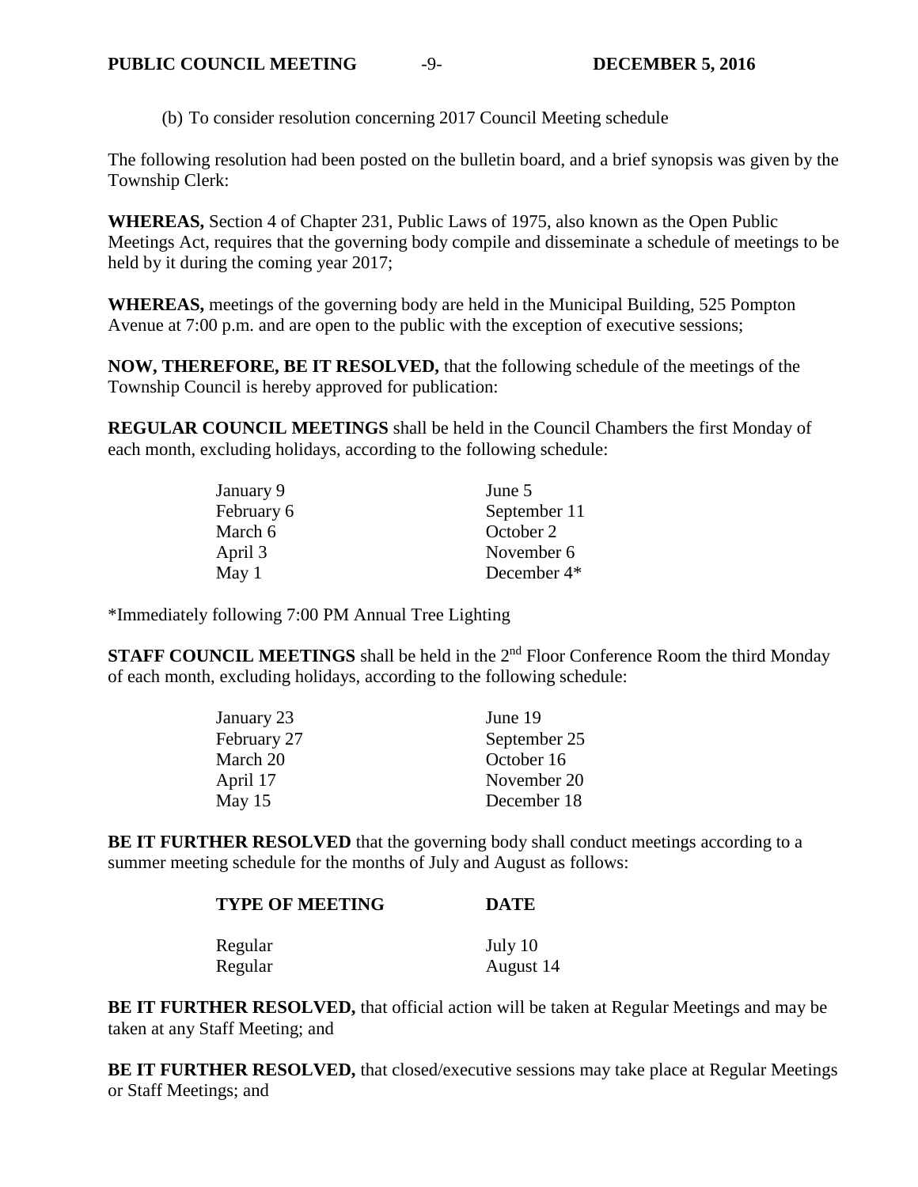(b) To consider resolution concerning 2017 Council Meeting schedule

The following resolution had been posted on the bulletin board, and a brief synopsis was given by the Township Clerk:

**WHEREAS,** Section 4 of Chapter 231, Public Laws of 1975, also known as the Open Public Meetings Act, requires that the governing body compile and disseminate a schedule of meetings to be held by it during the coming year 2017;

**WHEREAS,** meetings of the governing body are held in the Municipal Building, 525 Pompton Avenue at 7:00 p.m. and are open to the public with the exception of executive sessions;

**NOW, THEREFORE, BE IT RESOLVED,** that the following schedule of the meetings of the Township Council is hereby approved for publication:

**REGULAR COUNCIL MEETINGS** shall be held in the Council Chambers the first Monday of each month, excluding holidays, according to the following schedule:

| | |
|---|---|
| January 9 | June 5 |
| February 6 | September 11 |
| March 6 | October 2 |
| April 3 | November 6 |
| May 1 | December 4* |

*Immediately following 7:00 PM Annual Tree Lighting

**STAFF COUNCIL MEETINGS** shall be held in the 2nd Floor Conference Room the third Monday of each month, excluding holidays, according to the following schedule:

| | |
|---|---|
| January 23 | June 19 |
| February 27 | September 25 |
| March 20 | October 16 |
| April 17 | November 20 |
| May 15 | December 18 |

**BE IT FURTHER RESOLVED** that the governing body shall conduct meetings according to a summer meeting schedule for the months of July and August as follows:

| **TYPE OF MEETING** | **DATE** |
|---|---|
| Regular | July 10 |
| Regular | August 14 |

**BE IT FURTHER RESOLVED,** that official action will be taken at Regular Meetings and may be taken at any Staff Meeting; and

**BE IT FURTHER RESOLVED,** that closed/executive sessions may take place at Regular Meetings or Staff Meetings; and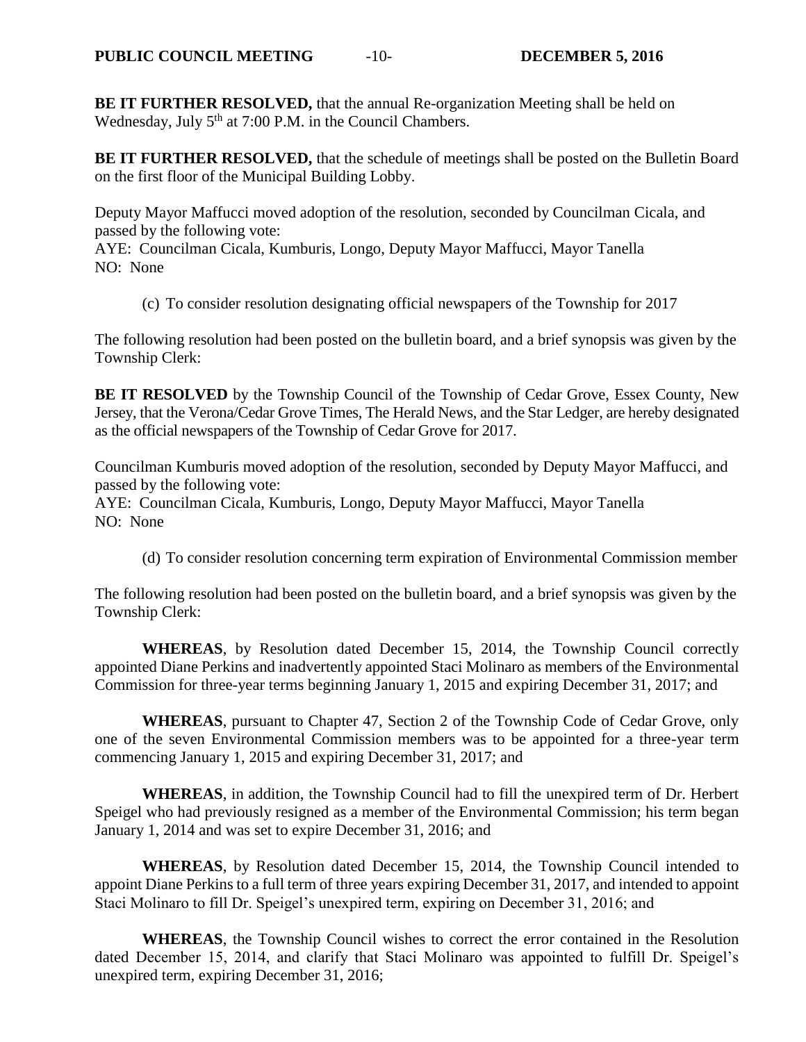**BE IT FURTHER RESOLVED,** that the annual Re-organization Meeting shall be held on Wednesday, July 5th at 7:00 P.M. in the Council Chambers.

**BE IT FURTHER RESOLVED,** that the schedule of meetings shall be posted on the Bulletin Board on the first floor of the Municipal Building Lobby.

Deputy Mayor Maffucci moved adoption of the resolution, seconded by Councilman Cicala, and passed by the following vote:
AYE: Councilman Cicala, Kumburis, Longo, Deputy Mayor Maffucci, Mayor Tanella
NO: None

(c) To consider resolution designating official newspapers of the Township for 2017

The following resolution had been posted on the bulletin board, and a brief synopsis was given by the Township Clerk:

**BE IT RESOLVED** by the Township Council of the Township of Cedar Grove, Essex County, New Jersey, that the Verona/Cedar Grove Times, The Herald News, and the Star Ledger, are hereby designated as the official newspapers of the Township of Cedar Grove for 2017.

Councilman Kumburis moved adoption of the resolution, seconded by Deputy Mayor Maffucci, and passed by the following vote:
AYE: Councilman Cicala, Kumburis, Longo, Deputy Mayor Maffucci, Mayor Tanella
NO: None

(d) To consider resolution concerning term expiration of Environmental Commission member

The following resolution had been posted on the bulletin board, and a brief synopsis was given by the Township Clerk:

**WHEREAS**, by Resolution dated December 15, 2014, the Township Council correctly appointed Diane Perkins and inadvertently appointed Staci Molinaro as members of the Environmental Commission for three-year terms beginning January 1, 2015 and expiring December 31, 2017; and

**WHEREAS**, pursuant to Chapter 47, Section 2 of the Township Code of Cedar Grove, only one of the seven Environmental Commission members was to be appointed for a three-year term commencing January 1, 2015 and expiring December 31, 2017; and

**WHEREAS**, in addition, the Township Council had to fill the unexpired term of Dr. Herbert Speigel who had previously resigned as a member of the Environmental Commission; his term began January 1, 2014 and was set to expire December 31, 2016; and

**WHEREAS**, by Resolution dated December 15, 2014, the Township Council intended to appoint Diane Perkins to a full term of three years expiring December 31, 2017, and intended to appoint Staci Molinaro to fill Dr. Speigel's unexpired term, expiring on December 31, 2016; and

**WHEREAS**, the Township Council wishes to correct the error contained in the Resolution dated December 15, 2014, and clarify that Staci Molinaro was appointed to fulfill Dr. Speigel's unexpired term, expiring December 31, 2016;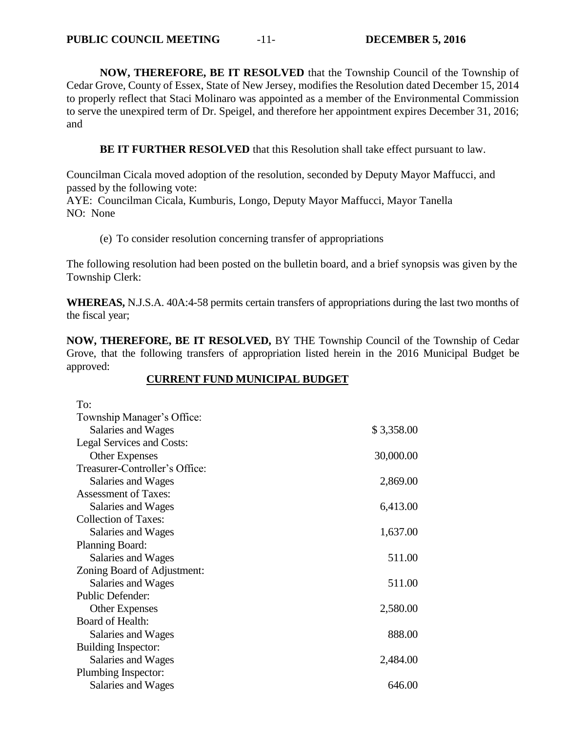**NOW, THEREFORE, BE IT RESOLVED** that the Township Council of the Township of Cedar Grove, County of Essex, State of New Jersey, modifies the Resolution dated December 15, 2014 to properly reflect that Staci Molinaro was appointed as a member of the Environmental Commission to serve the unexpired term of Dr. Speigel, and therefore her appointment expires December 31, 2016; and

**BE IT FURTHER RESOLVED** that this Resolution shall take effect pursuant to law.

Councilman Cicala moved adoption of the resolution, seconded by Deputy Mayor Maffucci, and passed by the following vote:
AYE: Councilman Cicala, Kumburis, Longo, Deputy Mayor Maffucci, Mayor Tanella
NO: None

(e) To consider resolution concerning transfer of appropriations

The following resolution had been posted on the bulletin board, and a brief synopsis was given by the Township Clerk:

**WHEREAS,** N.J.S.A. 40A:4-58 permits certain transfers of appropriations during the last two months of the fiscal year;

**NOW, THEREFORE, BE IT RESOLVED,** BY THE Township Council of the Township of Cedar Grove, that the following transfers of appropriation listed herein in the 2016 Municipal Budget be approved:

**CURRENT FUND MUNICIPAL BUDGET**

| To: | |
|---|---|
| Township Manager's Office: | |
| Salaries and Wages | $ 3,358.00 |
| Legal Services and Costs: | |
| Other Expenses | 30,000.00 |
| Treasurer-Controller's Office: | |
| Salaries and Wages | 2,869.00 |
| Assessment of Taxes: | |
| Salaries and Wages | 6,413.00 |
| Collection of Taxes: | |
| Salaries and Wages | 1,637.00 |
| Planning Board: | |
| Salaries and Wages | 511.00 |
| Zoning Board of Adjustment: | |
| Salaries and Wages | 511.00 |
| Public Defender: | |
| Other Expenses | 2,580.00 |
| Board of Health: | |
| Salaries and Wages | 888.00 |
| Building Inspector: | |
| Salaries and Wages | 2,484.00 |
| Plumbing Inspector: | |
| Salaries and Wages | 646.00 |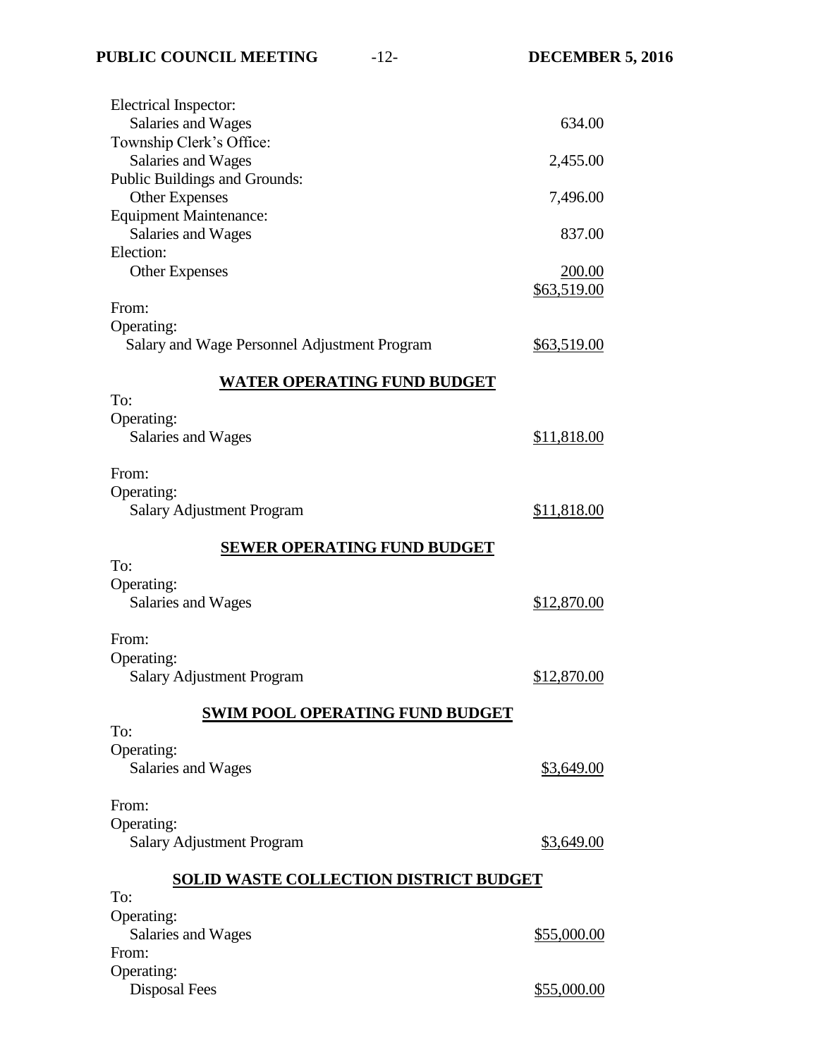Electrical Inspector:
  Salaries and Wages 634.00
Township Clerk's Office:
  Salaries and Wages 2,455.00
Public Buildings and Grounds:
  Other Expenses 7,496.00
Equipment Maintenance:
  Salaries and Wages 837.00
Election:
  Other Expenses 200.00
  $63,519.00

From:
Operating:
  Salary and Wage Personnel Adjustment Program $63,519.00

**WATER OPERATING FUND BUDGET**

To:
Operating:
  Salaries and Wages $11,818.00

From:
Operating:
  Salary Adjustment Program $11,818.00

**SEWER OPERATING FUND BUDGET**

To:
Operating:
  Salaries and Wages $12,870.00

From:
Operating:
  Salary Adjustment Program $12,870.00

**SWIM POOL OPERATING FUND BUDGET**

To:
Operating:
  Salaries and Wages $3,649.00

From:
Operating:
  Salary Adjustment Program $3,649.00

**SOLID WASTE COLLECTION DISTRICT BUDGET**

To:
Operating:
  Salaries and Wages $55,000.00
From:
Operating:
  Disposal Fees $55,000.00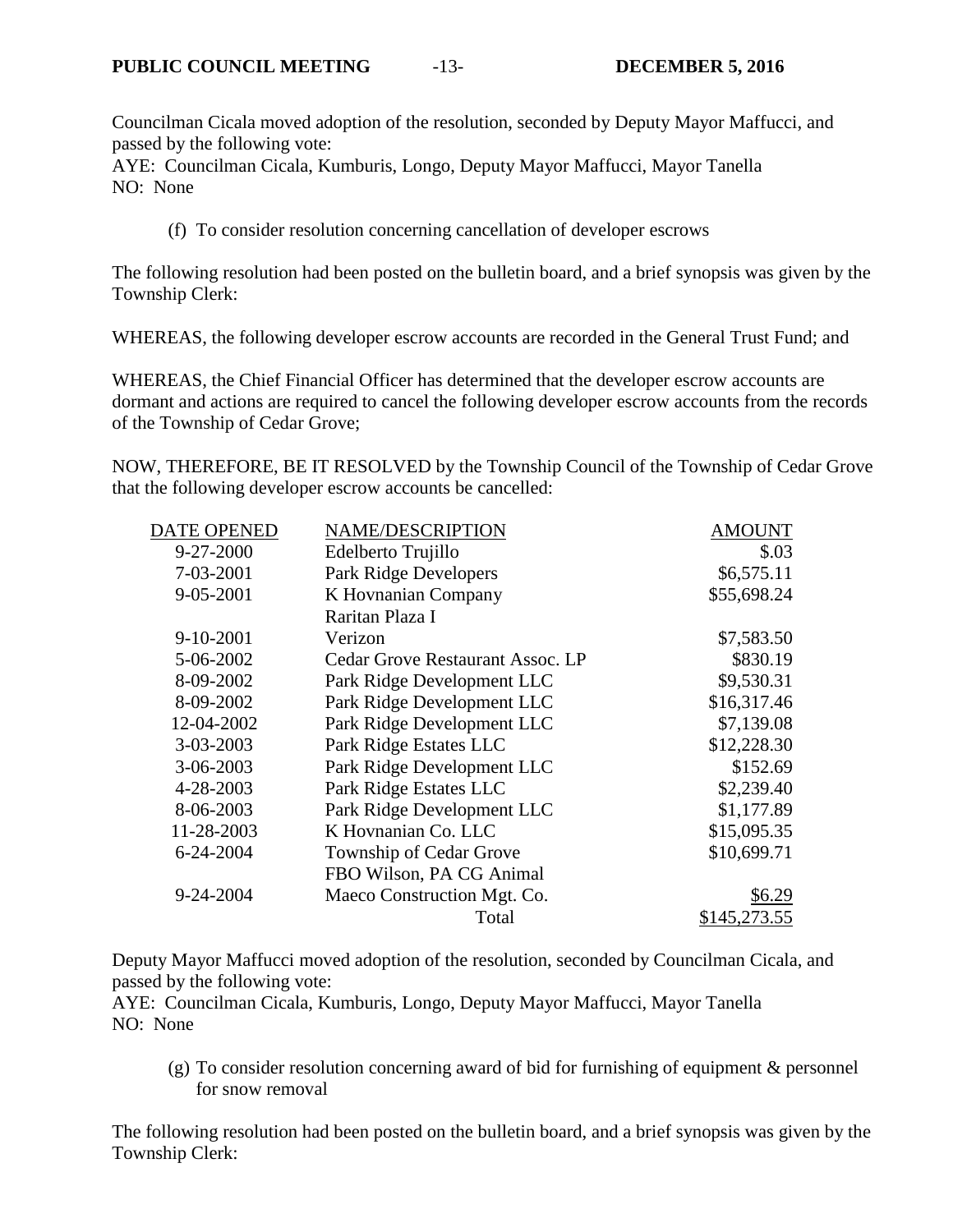Councilman Cicala moved adoption of the resolution, seconded by Deputy Mayor Maffucci, and passed by the following vote:
AYE: Councilman Cicala, Kumburis, Longo, Deputy Mayor Maffucci, Mayor Tanella
NO: None

(f) To consider resolution concerning cancellation of developer escrows

The following resolution had been posted on the bulletin board, and a brief synopsis was given by the Township Clerk:

WHEREAS, the following developer escrow accounts are recorded in the General Trust Fund; and

WHEREAS, the Chief Financial Officer has determined that the developer escrow accounts are dormant and actions are required to cancel the following developer escrow accounts from the records of the Township of Cedar Grove;

NOW, THEREFORE, BE IT RESOLVED by the Township Council of the Township of Cedar Grove that the following developer escrow accounts be cancelled:

| DATE OPENED | NAME/DESCRIPTION | AMOUNT |
|---|---|---|
| 9-27-2000 | Edelberto Trujillo | $.03 |
| 7-03-2001 | Park Ridge Developers | $6,575.11 |
| 9-05-2001 | K Hovnanian Company Raritan Plaza I | $55,698.24 |
| 9-10-2001 | Verizon | $7,583.50 |
| 5-06-2002 | Cedar Grove Restaurant Assoc. LP | $830.19 |
| 8-09-2002 | Park Ridge Development LLC | $9,530.31 |
| 8-09-2002 | Park Ridge Development LLC | $16,317.46 |
| 12-04-2002 | Park Ridge Development LLC | $7,139.08 |
| 3-03-2003 | Park Ridge Estates LLC | $12,228.30 |
| 3-06-2003 | Park Ridge Development LLC | $152.69 |
| 4-28-2003 | Park Ridge Estates LLC | $2,239.40 |
| 8-06-2003 | Park Ridge Development LLC | $1,177.89 |
| 11-28-2003 | K Hovnanian Co. LLC | $15,095.35 |
| 6-24-2004 | Township of Cedar Grove FBO Wilson, PA CG Animal | $10,699.71 |
| 9-24-2004 | Maeco Construction Mgt. Co. | $6.29 |
| | Total | $145,273.55 |

Deputy Mayor Maffucci moved adoption of the resolution, seconded by Councilman Cicala, and passed by the following vote:
AYE: Councilman Cicala, Kumburis, Longo, Deputy Mayor Maffucci, Mayor Tanella
NO: None

(g) To consider resolution concerning award of bid for furnishing of equipment & personnel for snow removal

The following resolution had been posted on the bulletin board, and a brief synopsis was given by the Township Clerk: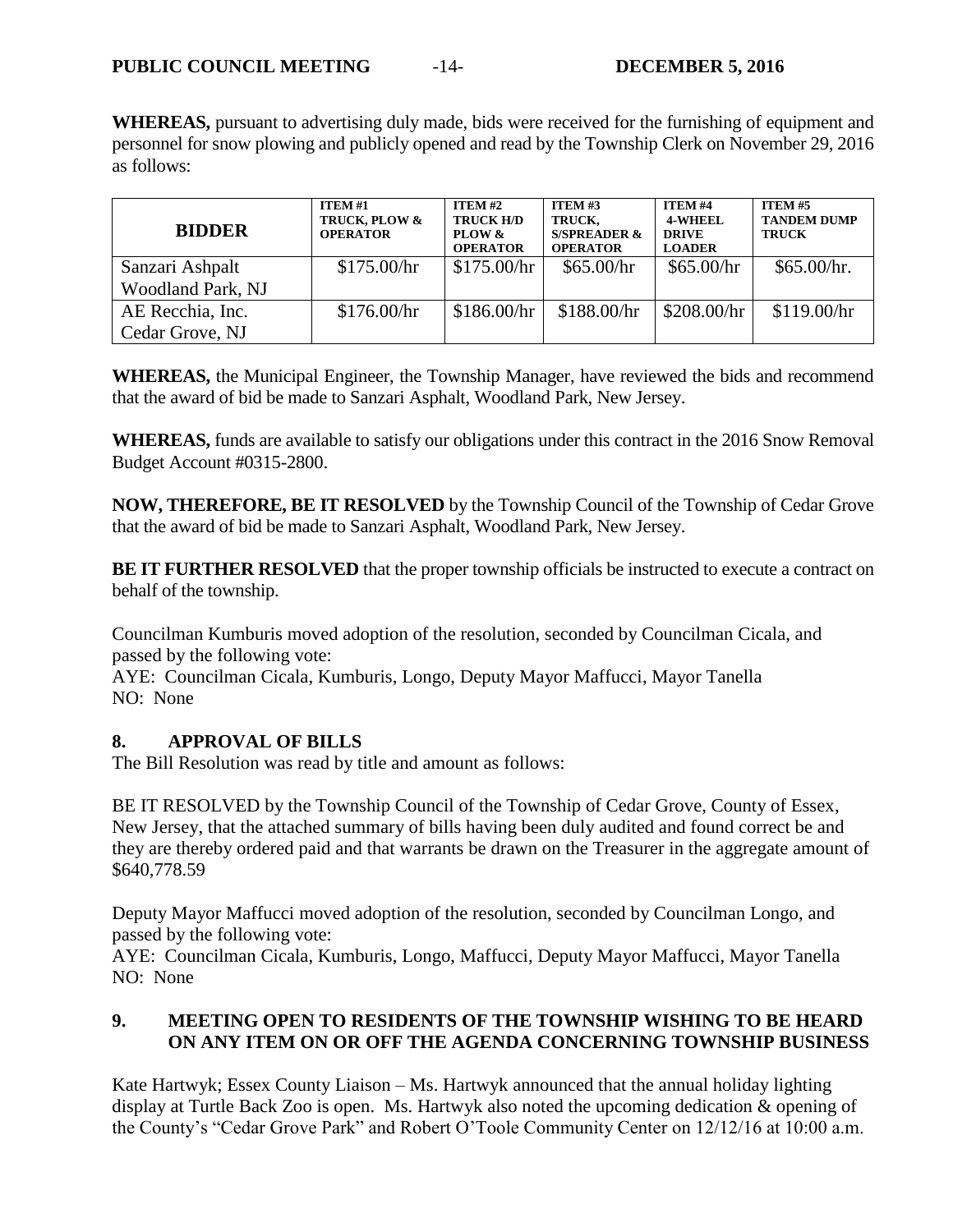**WHEREAS,** pursuant to advertising duly made, bids were received for the furnishing of equipment and personnel for snow plowing and publicly opened and read by the Township Clerk on November 29, 2016 as follows:

| BIDDER | ITEM #1 TRUCK, PLOW & OPERATOR | ITEM #2 TRUCK H/D PLOW & OPERATOR | ITEM #3 TRUCK, S/SPREADER & OPERATOR | ITEM #4 4-WHEEL DRIVE LOADER | ITEM #5 TANDEM DUMP TRUCK |
|---|---|---|---|---|---|
| Sanzari Ashpalt Woodland Park, NJ | $175.00/hr | $175.00/hr | $65.00/hr | $65.00/hr | $65.00/hr. |
| AE Recchia, Inc. Cedar Grove, NJ | $176.00/hr | $186.00/hr | $188.00/hr | $208.00/hr | $119.00/hr |

**WHEREAS,** the Municipal Engineer, the Township Manager, have reviewed the bids and recommend that the award of bid be made to Sanzari Asphalt, Woodland Park, New Jersey.

**WHEREAS,** funds are available to satisfy our obligations under this contract in the 2016 Snow Removal Budget Account #0315-2800.

**NOW, THEREFORE, BE IT RESOLVED** by the Township Council of the Township of Cedar Grove that the award of bid be made to Sanzari Asphalt, Woodland Park, New Jersey.

**BE IT FURTHER RESOLVED** that the proper township officials be instructed to execute a contract on behalf of the township.

Councilman Kumburis moved adoption of the resolution, seconded by Councilman Cicala, and passed by the following vote:
AYE: Councilman Cicala, Kumburis, Longo, Deputy Mayor Maffucci, Mayor Tanella
NO: None

## 8. APPROVAL OF BILLS

The Bill Resolution was read by title and amount as follows:

BE IT RESOLVED by the Township Council of the Township of Cedar Grove, County of Essex, New Jersey, that the attached summary of bills having been duly audited and found correct be and they are thereby ordered paid and that warrants be drawn on the Treasurer in the aggregate amount of $640,778.59

Deputy Mayor Maffucci moved adoption of the resolution, seconded by Councilman Longo, and passed by the following vote:
AYE: Councilman Cicala, Kumburis, Longo, Maffucci, Deputy Mayor Maffucci, Mayor Tanella
NO: None

## 9. MEETING OPEN TO RESIDENTS OF THE TOWNSHIP WISHING TO BE HEARD ON ANY ITEM ON OR OFF THE AGENDA CONCERNING TOWNSHIP BUSINESS

Kate Hartwyk; Essex County Liaison – Ms. Hartwyk announced that the annual holiday lighting display at Turtle Back Zoo is open. Ms. Hartwyk also noted the upcoming dedication & opening of the County's "Cedar Grove Park" and Robert O'Toole Community Center on 12/12/16 at 10:00 a.m.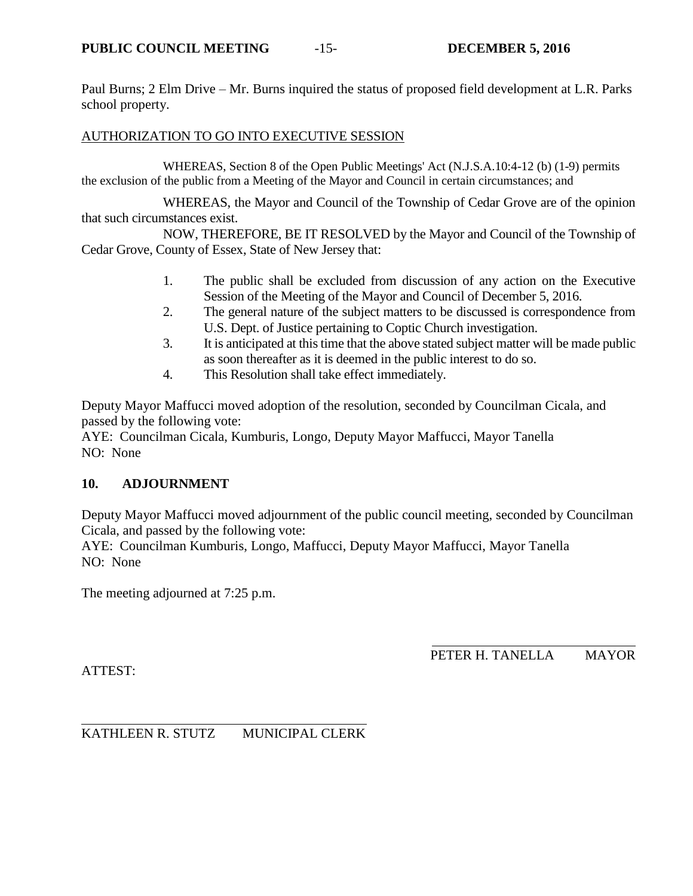Paul Burns; 2 Elm Drive – Mr. Burns inquired the status of proposed field development at L.R. Parks school property.

AUTHORIZATION TO GO INTO EXECUTIVE SESSION

WHEREAS, Section 8 of the Open Public Meetings' Act (N.J.S.A.10:4-12 (b) (1-9) permits the exclusion of the public from a Meeting of the Mayor and Council in certain circumstances; and

WHEREAS, the Mayor and Council of the Township of Cedar Grove are of the opinion that such circumstances exist.

NOW, THEREFORE, BE IT RESOLVED by the Mayor and Council of the Township of Cedar Grove, County of Essex, State of New Jersey that:

1. The public shall be excluded from discussion of any action on the Executive Session of the Meeting of the Mayor and Council of December 5, 2016.
2. The general nature of the subject matters to be discussed is correspondence from U.S. Dept. of Justice pertaining to Coptic Church investigation.
3. It is anticipated at this time that the above stated subject matter will be made public as soon thereafter as it is deemed in the public interest to do so.
4. This Resolution shall take effect immediately.

Deputy Mayor Maffucci moved adoption of the resolution, seconded by Councilman Cicala, and passed by the following vote:
AYE: Councilman Cicala, Kumburis, Longo, Deputy Mayor Maffucci, Mayor Tanella
NO: None

## 10. ADJOURNMENT

Deputy Mayor Maffucci moved adjournment of the public council meeting, seconded by Councilman Cicala, and passed by the following vote:
AYE: Councilman Kumburis, Longo, Maffucci, Deputy Mayor Maffucci, Mayor Tanella
NO: None

The meeting adjourned at 7:25 p.m.

PETER H. TANELLA MAYOR

ATTEST:

KATHLEEN R. STUTZ MUNICIPAL CLERK